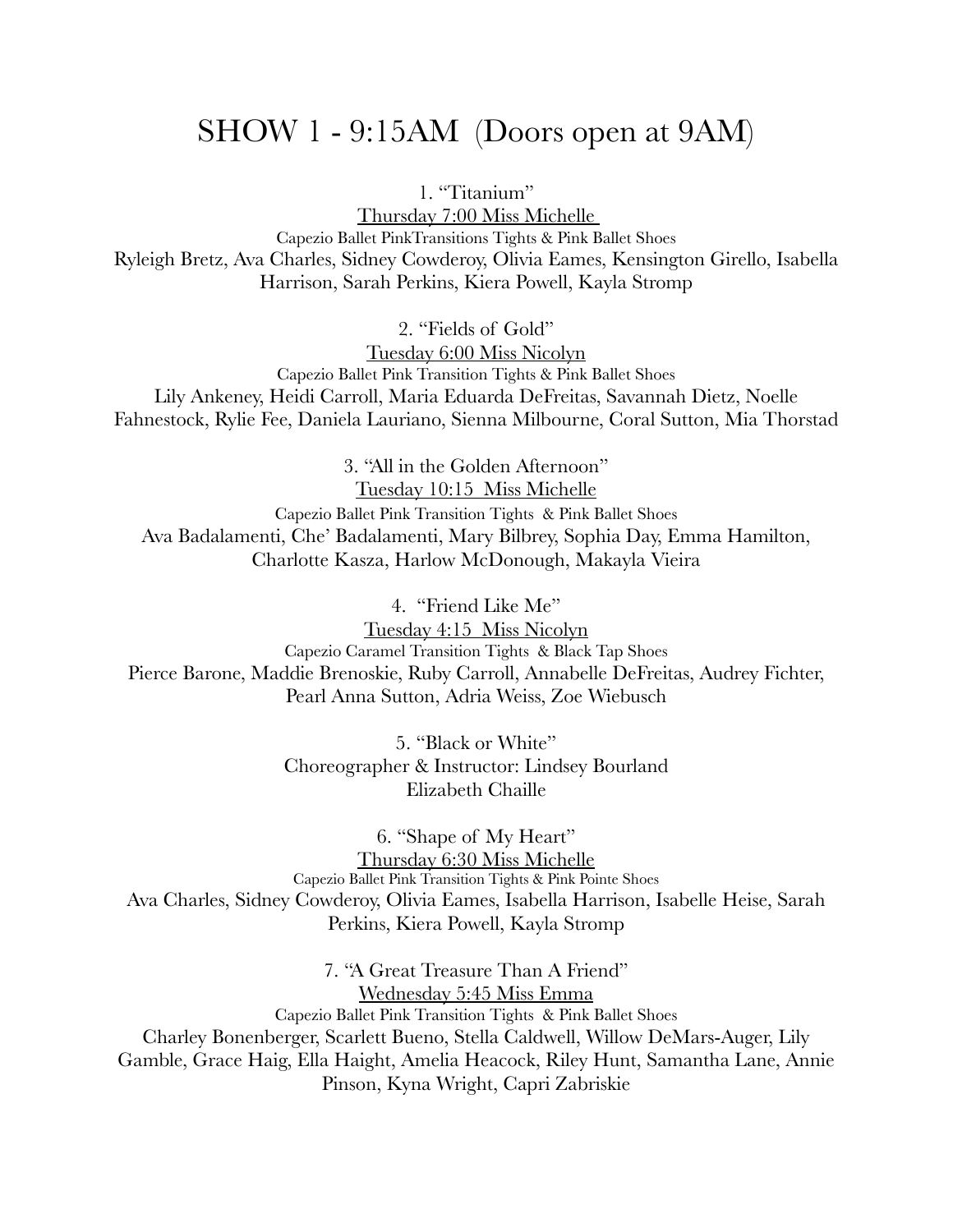# SHOW 1 - 9:15AM  (Doors open at 9AM)

1. "Titanium"

Thursday 7:00 Miss Michelle

Capezio Ballet PinkTransitions Tights & Pink Ballet Shoes

Ryleigh Bretz, Ava Charles, Sidney Cowderoy, Olivia Eames, Kensington Girello, Isabella Harrison, Sarah Perkins, Kiera Powell, Kayla Stromp

2. "Fields of Gold"

Tuesday 6:00 Miss Nicolyn

Capezio Ballet Pink Transition Tights & Pink Ballet Shoes

Lily Ankeney, Heidi Carroll, Maria Eduarda DeFreitas, Savannah Dietz, Noelle Fahnestock, Rylie Fee, Daniela Lauriano, Sienna Milbourne, Coral Sutton, Mia Thorstad

3. "All in the Golden Afternoon"

Tuesday 10:15  Miss Michelle

Capezio Ballet Pink Transition Tights  & Pink Ballet Shoes

Ava Badalamenti, Che' Badalamenti, Mary Bilbrey, Sophia Day, Emma Hamilton, Charlotte Kasza, Harlow McDonough, Makayla Vieira

4. "Friend Like Me"

Tuesday 4:15  Miss Nicolyn

Capezio Caramel Transition Tights  & Black Tap Shoes

Pierce Barone, Maddie Brenoskie, Ruby Carroll, Annabelle DeFreitas, Audrey Fichter, Pearl Anna Sutton, Adria Weiss, Zoe Wiebusch

5. "Black or White"

Choreographer & Instructor: Lindsey Bourland

Elizabeth Chaille

6. "Shape of My Heart"

Thursday 6:30 Miss Michelle

Capezio Ballet Pink Transition Tights & Pink Pointe Shoes

Ava Charles, Sidney Cowderoy, Olivia Eames, Isabella Harrison, Isabelle Heise, Sarah Perkins, Kiera Powell, Kayla Stromp

7. "A Great Treasure Than A Friend"

Wednesday 5:45 Miss Emma

Capezio Ballet Pink Transition Tights  & Pink Ballet Shoes

Charley Bonenberger, Scarlett Bueno, Stella Caldwell, Willow DeMars-Auger, Lily Gamble, Grace Haig, Ella Haight, Amelia Heacock, Riley Hunt, Samantha Lane, Annie Pinson, Kyna Wright, Capri Zabriskie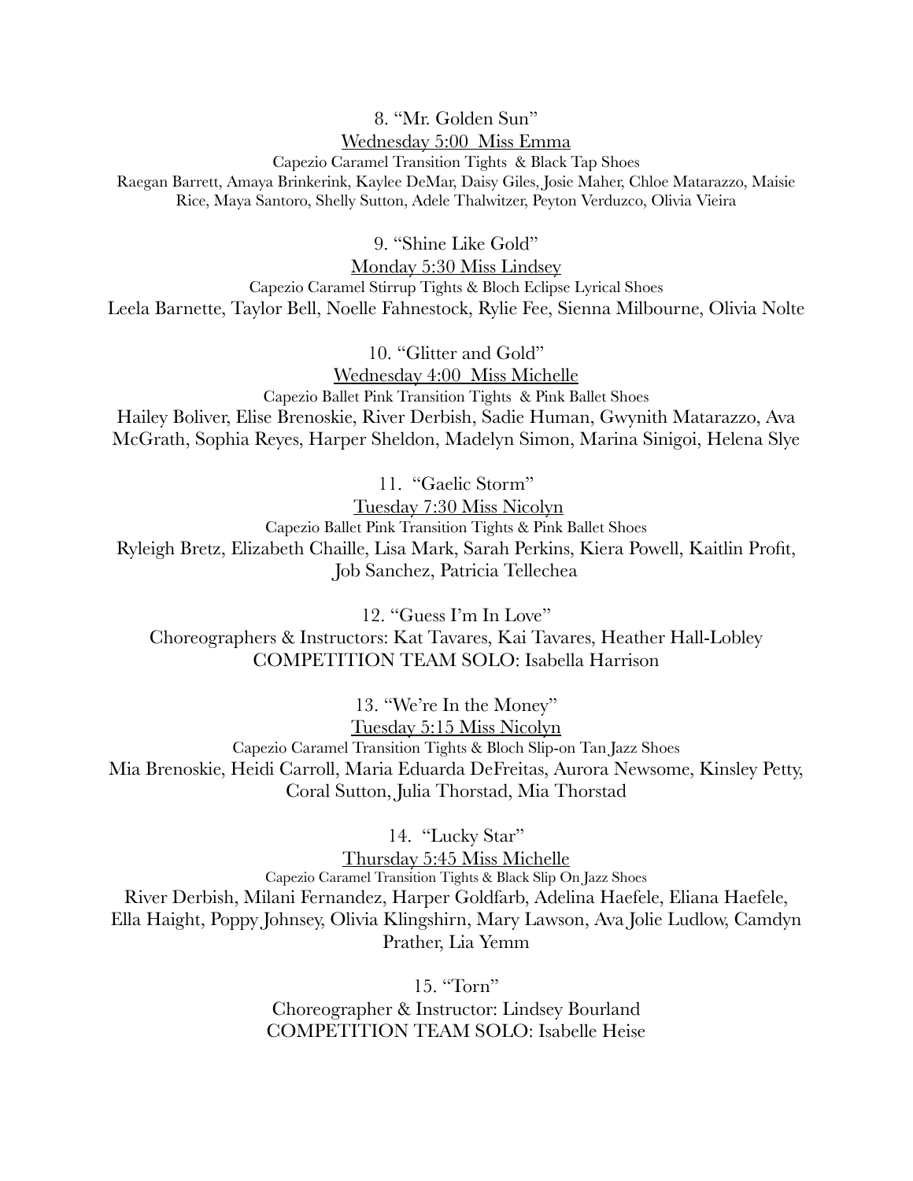8. "Mr. Golden Sun"

Wednesday 5:00 Miss Emma

Capezio Caramel Transition Tights & Black Tap Shoes

Raegan Barrett, Amaya Brinkerink, Kaylee DeMar, Daisy Giles, Josie Maher, Chloe Matarazzo, Maisie Rice, Maya Santoro, Shelly Sutton, Adele Thalwitzer, Peyton Verduzco, Olivia Vieira

9. "Shine Like Gold"

Monday 5:30 Miss Lindsey

Capezio Caramel Stirrup Tights & Bloch Eclipse Lyrical Shoes

Leela Barnette, Taylor Bell, Noelle Fahnestock, Rylie Fee, Sienna Milbourne, Olivia Nolte

10. "Glitter and Gold"

Wednesday 4:00 Miss Michelle

Capezio Ballet Pink Transition Tights & Pink Ballet Shoes

Hailey Boliver, Elise Brenoskie, River Derbish, Sadie Human, Gwynith Matarazzo, Ava McGrath, Sophia Reyes, Harper Sheldon, Madelyn Simon, Marina Sinigoi, Helena Slye

11. "Gaelic Storm"

Tuesday 7:30 Miss Nicolyn

Capezio Ballet Pink Transition Tights & Pink Ballet Shoes

Ryleigh Bretz, Elizabeth Chaille, Lisa Mark, Sarah Perkins, Kiera Powell, Kaitlin Profit, Job Sanchez, Patricia Tellechea

12. "Guess I'm In Love"

Choreographers & Instructors: Kat Tavares, Kai Tavares, Heather Hall-Lobley

COMPETITION TEAM SOLO: Isabella Harrison

13. "We're In the Money"

Tuesday 5:15 Miss Nicolyn

Capezio Caramel Transition Tights & Bloch Slip-on Tan Jazz Shoes

Mia Brenoskie, Heidi Carroll, Maria Eduarda DeFreitas, Aurora Newsome, Kinsley Petty, Coral Sutton, Julia Thorstad, Mia Thorstad

14. "Lucky Star"

Thursday 5:45 Miss Michelle

Capezio Caramel Transition Tights & Black Slip On Jazz Shoes

River Derbish, Milani Fernandez, Harper Goldfarb, Adelina Haefele, Eliana Haefele, Ella Haight, Poppy Johnsey, Olivia Klingshirn, Mary Lawson, Ava Jolie Ludlow, Camdyn Prather, Lia Yemm

15. "Torn"

Choreographer & Instructor: Lindsey Bourland

COMPETITION TEAM SOLO: Isabelle Heise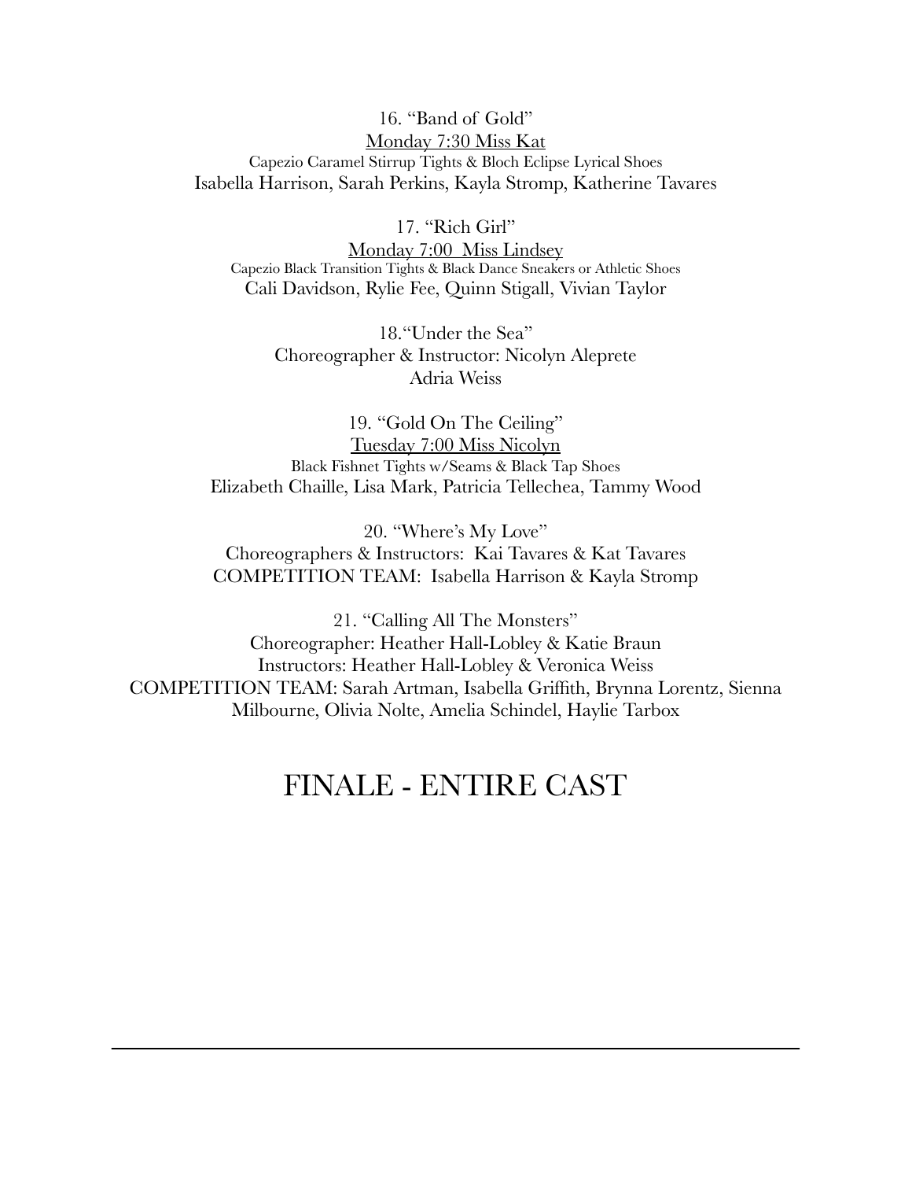16. "Band of Gold"
<u>Monday 7:30 Miss Kat</u>
Capezio Caramel Stirrup Tights & Bloch Eclipse Lyrical Shoes
Isabella Harrison, Sarah Perkins, Kayla Stromp, Katherine Tavares

17. "Rich Girl"
<u>Monday 7:00 Miss Lindsey</u>
Capezio Black Transition Tights & Black Dance Sneakers or Athletic Shoes
Cali Davidson, Rylie Fee, Quinn Stigall, Vivian Taylor

18."Under the Sea"
Choreographer & Instructor: Nicolyn Aleprete
Adria Weiss

19. "Gold On The Ceiling"
<u>Tuesday 7:00 Miss Nicolyn</u>
Black Fishnet Tights w/Seams & Black Tap Shoes
Elizabeth Chaille, Lisa Mark, Patricia Tellechea, Tammy Wood

20. "Where's My Love"
Choreographers & Instructors: Kai Tavares & Kat Tavares
COMPETITION TEAM: Isabella Harrison & Kayla Stromp

21. "Calling All The Monsters"
Choreographer: Heather Hall-Lobley & Katie Braun
Instructors: Heather Hall-Lobley & Veronica Weiss
COMPETITION TEAM: Sarah Artman, Isabella Griffith, Brynna Lorentz, Sienna Milbourne, Olivia Nolte, Amelia Schindel, Haylie Tarbox

# FINALE - ENTIRE CAST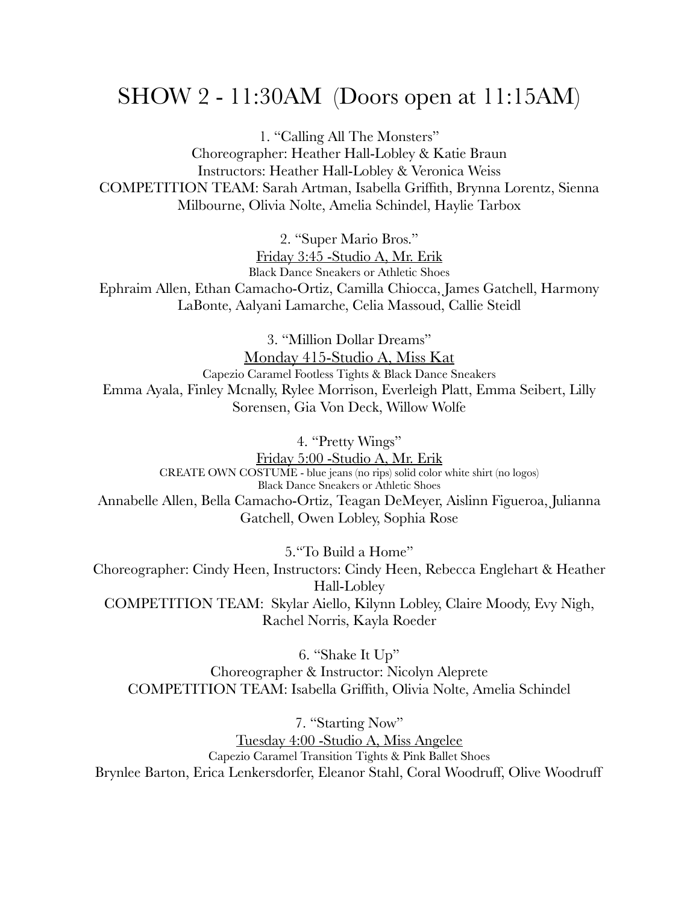# SHOW 2 - 11:30AM (Doors open at 11:15AM)

1. "Calling All The Monsters"
Choreographer: Heather Hall-Lobley & Katie Braun
Instructors: Heather Hall-Lobley & Veronica Weiss
COMPETITION TEAM: Sarah Artman, Isabella Griffith, Brynna Lorentz, Sienna Milbourne, Olivia Nolte, Amelia Schindel, Haylie Tarbox

2. "Super Mario Bros."
<u>Friday 3:45 -Studio A, Mr. Erik</u>
Black Dance Sneakers or Athletic Shoes
Ephraim Allen, Ethan Camacho-Ortiz, Camilla Chiocca, James Gatchell, Harmony LaBonte, Aalyani Lamarche, Celia Massoud, Callie Steidl

3. "Million Dollar Dreams"
<u>Monday 415-Studio A, Miss Kat</u>
Capezio Caramel Footless Tights & Black Dance Sneakers
Emma Ayala, Finley Mcnally, Rylee Morrison, Everleigh Platt, Emma Seibert, Lilly Sorensen, Gia Von Deck, Willow Wolfe

4. "Pretty Wings"
<u>Friday 5:00 -Studio A, Mr. Erik</u>
CREATE OWN COSTUME - blue jeans (no rips) solid color white shirt (no logos)
Black Dance Sneakers or Athletic Shoes
Annabelle Allen, Bella Camacho-Ortiz, Teagan DeMeyer, Aislinn Figueroa, Julianna Gatchell, Owen Lobley, Sophia Rose

5."To Build a Home"
Choreographer: Cindy Heen, Instructors: Cindy Heen, Rebecca Englehart & Heather Hall-Lobley
COMPETITION TEAM: Skylar Aiello, Kilynn Lobley, Claire Moody, Evy Nigh, Rachel Norris, Kayla Roeder

6. "Shake It Up"
Choreographer & Instructor: Nicolyn Aleprete
COMPETITION TEAM: Isabella Griffith, Olivia Nolte, Amelia Schindel

7. "Starting Now"
<u>Tuesday 4:00 -Studio A, Miss Angelee</u>
Capezio Caramel Transition Tights & Pink Ballet Shoes
Brynlee Barton, Erica Lenkersdorfer, Eleanor Stahl, Coral Woodruff, Olive Woodruff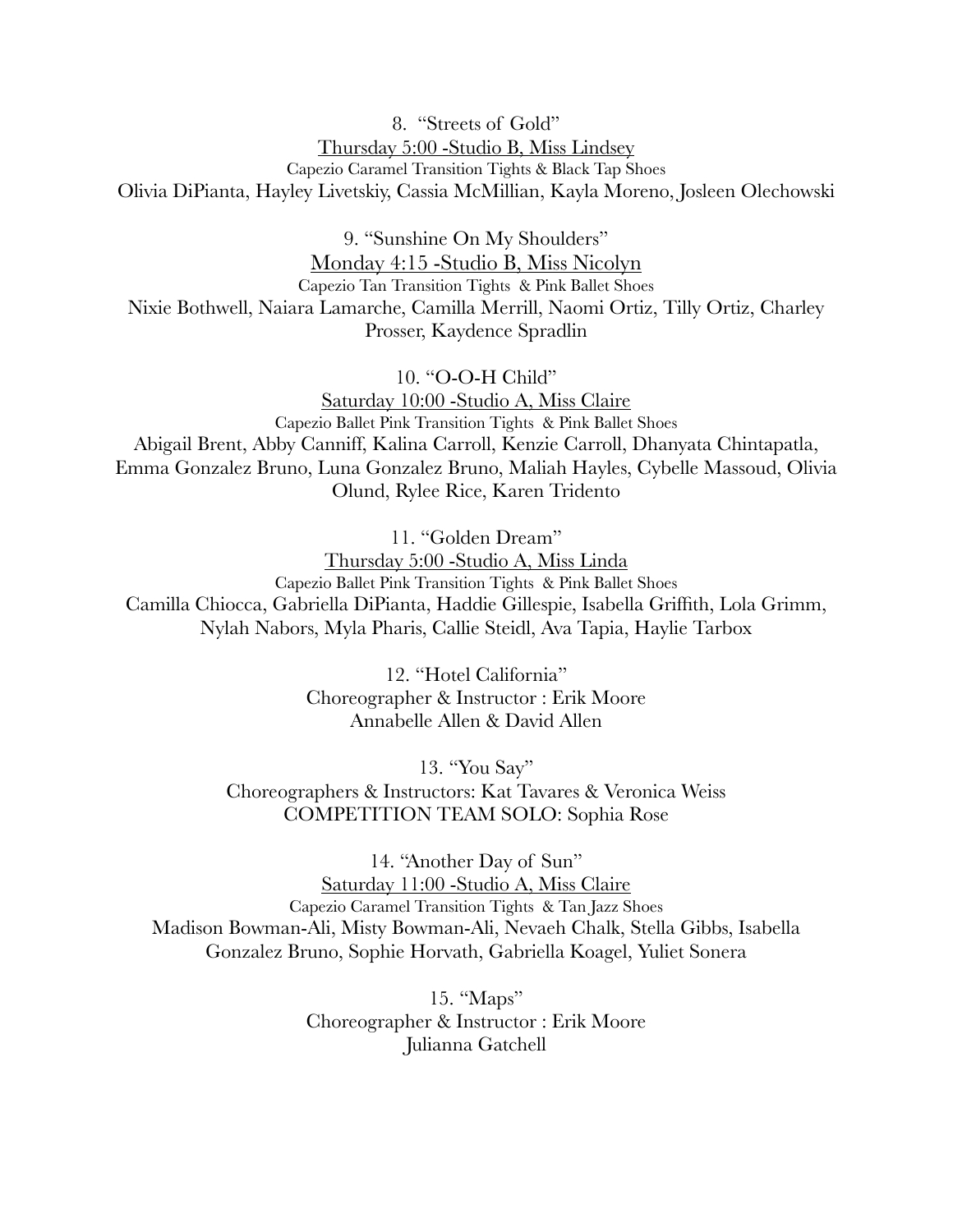8. "Streets of Gold"

Thursday 5:00 -Studio B, Miss Lindsey

Capezio Caramel Transition Tights & Black Tap Shoes

Olivia DiPianta, Hayley Livetskiy, Cassia McMillian, Kayla Moreno, Josleen Olechowski

9. "Sunshine On My Shoulders"

Monday 4:15 -Studio B, Miss Nicolyn

Capezio Tan Transition Tights & Pink Ballet Shoes

Nixie Bothwell, Naiara Lamarche, Camilla Merrill, Naomi Ortiz, Tilly Ortiz, Charley Prosser, Kaydence Spradlin

10. "O-O-H Child"

Saturday 10:00 -Studio A, Miss Claire

Capezio Ballet Pink Transition Tights & Pink Ballet Shoes

Abigail Brent, Abby Canniff, Kalina Carroll, Kenzie Carroll, Dhanyata Chintapatla, Emma Gonzalez Bruno, Luna Gonzalez Bruno, Maliah Hayles, Cybelle Massoud, Olivia Olund, Rylee Rice, Karen Tridento

11. "Golden Dream"

Thursday 5:00 -Studio A, Miss Linda

Capezio Ballet Pink Transition Tights & Pink Ballet Shoes

Camilla Chiocca, Gabriella DiPianta, Haddie Gillespie, Isabella Griffith, Lola Grimm, Nylah Nabors, Myla Pharis, Callie Steidl, Ava Tapia, Haylie Tarbox

12. "Hotel California"

Choreographer & Instructor : Erik Moore

Annabelle Allen & David Allen

13. "You Say"

Choreographers & Instructors: Kat Tavares & Veronica Weiss

COMPETITION TEAM SOLO: Sophia Rose

14. "Another Day of Sun"

Saturday 11:00 -Studio A, Miss Claire

Capezio Caramel Transition Tights & Tan Jazz Shoes

Madison Bowman-Ali, Misty Bowman-Ali, Nevaeh Chalk, Stella Gibbs, Isabella Gonzalez Bruno, Sophie Horvath, Gabriella Koagel, Yuliet Sonera

15. "Maps"

Choreographer & Instructor : Erik Moore

Julianna Gatchell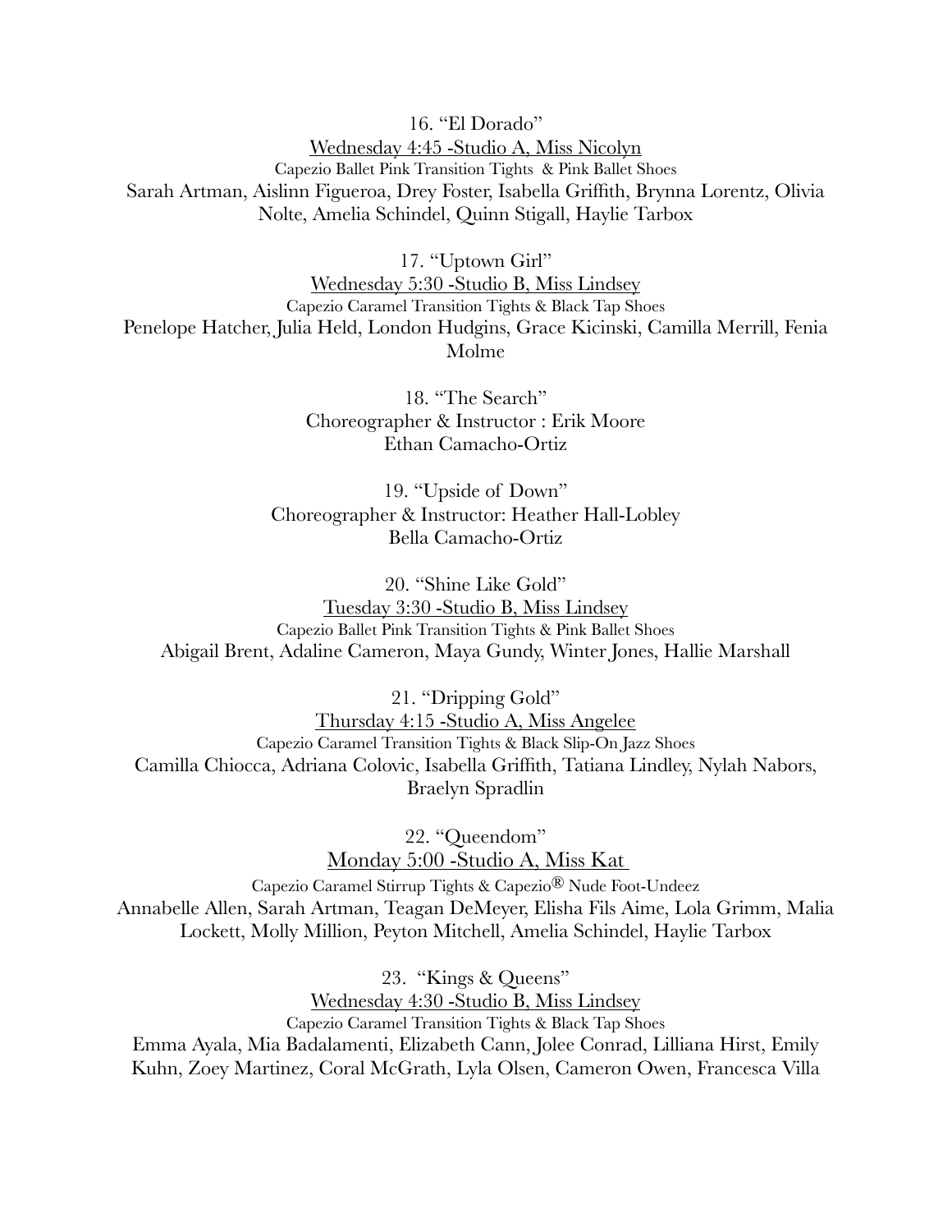16. "El Dorado"

<u>Wednesday 4:45 -Studio A, Miss Nicolyn</u>

Capezio Ballet Pink Transition Tights & Pink Ballet Shoes

Sarah Artman, Aislinn Figueroa, Drey Foster, Isabella Griffith, Brynna Lorentz, Olivia Nolte, Amelia Schindel, Quinn Stigall, Haylie Tarbox

17. "Uptown Girl"

<u>Wednesday 5:30 -Studio B, Miss Lindsey</u>

Capezio Caramel Transition Tights & Black Tap Shoes

Penelope Hatcher, Julia Held, London Hudgins, Grace Kicinski, Camilla Merrill, Fenia Molme

18. "The Search"

Choreographer & Instructor : Erik Moore

Ethan Camacho-Ortiz

19. "Upside of Down"

Choreographer & Instructor: Heather Hall-Lobley

Bella Camacho-Ortiz

20. "Shine Like Gold"

<u>Tuesday 3:30 -Studio B, Miss Lindsey</u>

Capezio Ballet Pink Transition Tights & Pink Ballet Shoes

Abigail Brent, Adaline Cameron, Maya Gundy, Winter Jones, Hallie Marshall

21. "Dripping Gold"

<u>Thursday 4:15 -Studio A, Miss Angelee</u>

Capezio Caramel Transition Tights & Black Slip-On Jazz Shoes

Camilla Chiocca, Adriana Colovic, Isabella Griffith, Tatiana Lindley, Nylah Nabors, Braelyn Spradlin

22. "Queendom"

<u>Monday 5:00 -Studio A, Miss Kat</u>

Capezio Caramel Stirrup Tights & Capezio® Nude Foot-Undeez

Annabelle Allen, Sarah Artman, Teagan DeMeyer, Elisha Fils Aime, Lola Grimm, Malia Lockett, Molly Million, Peyton Mitchell, Amelia Schindel, Haylie Tarbox

23. "Kings & Queens"

<u>Wednesday 4:30 -Studio B, Miss Lindsey</u>

Capezio Caramel Transition Tights & Black Tap Shoes

Emma Ayala, Mia Badalamenti, Elizabeth Cann, Jolee Conrad, Lilliana Hirst, Emily Kuhn, Zoey Martinez, Coral McGrath, Lyla Olsen, Cameron Owen, Francesca Villa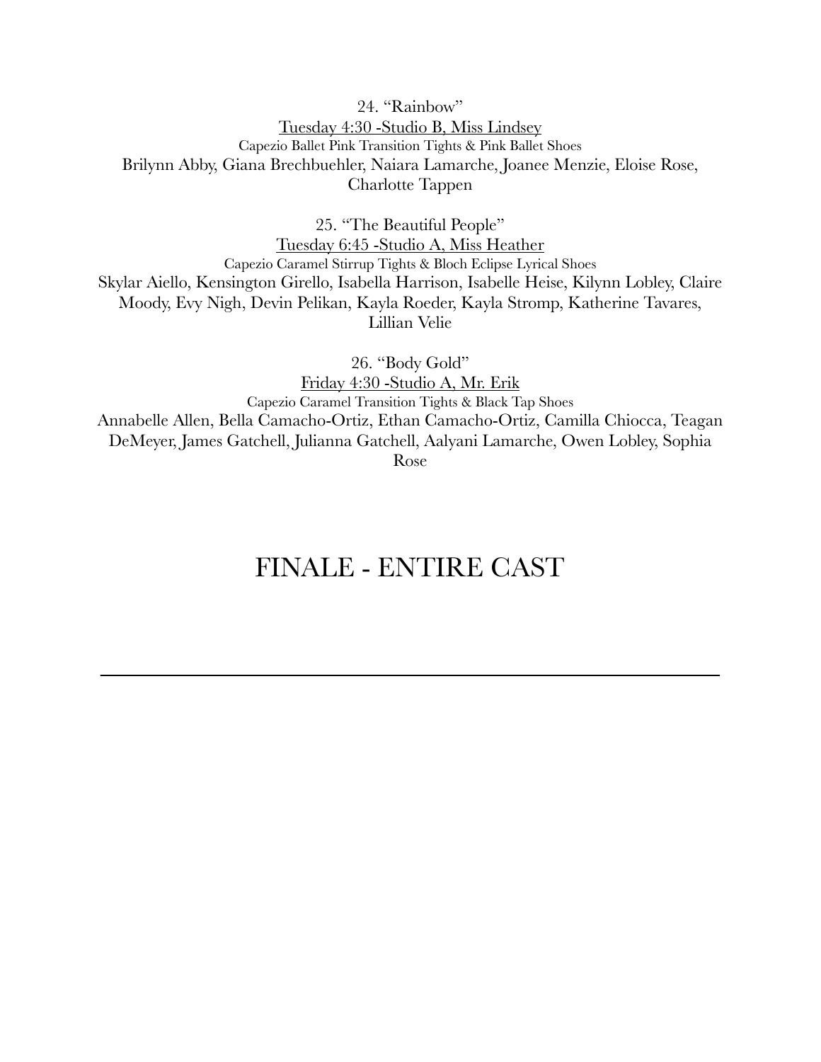24. "Rainbow"

Tuesday 4:30 -Studio B, Miss Lindsey

Capezio Ballet Pink Transition Tights & Pink Ballet Shoes

Brilynn Abby, Giana Brechbuehler, Naiara Lamarche, Joanee Menzie, Eloise Rose, Charlotte Tappen

25. "The Beautiful People"

Tuesday 6:45 -Studio A, Miss Heather

Capezio Caramel Stirrup Tights & Bloch Eclipse Lyrical Shoes

Skylar Aiello, Kensington Girello, Isabella Harrison, Isabelle Heise, Kilynn Lobley, Claire Moody, Evy Nigh, Devin Pelikan, Kayla Roeder, Kayla Stromp, Katherine Tavares, Lillian Velie

26. "Body Gold"

Friday 4:30 -Studio A, Mr. Erik

Capezio Caramel Transition Tights & Black Tap Shoes

Annabelle Allen, Bella Camacho-Ortiz, Ethan Camacho-Ortiz, Camilla Chiocca, Teagan DeMeyer, James Gatchell, Julianna Gatchell, Aalyani Lamarche, Owen Lobley, Sophia Rose

# FINALE - ENTIRE CAST

---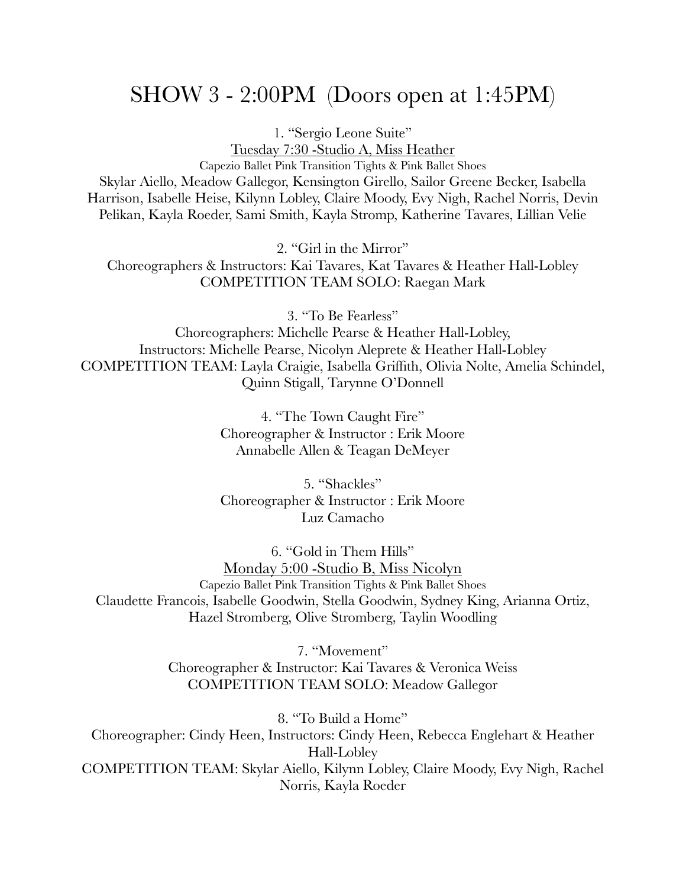# SHOW 3 - 2:00PM (Doors open at 1:45PM)

1. "Sergio Leone Suite"
<u>Tuesday 7:30 -Studio A, Miss Heather</u>
Capezio Ballet Pink Transition Tights & Pink Ballet Shoes
Skylar Aiello, Meadow Gallegor, Kensington Girello, Sailor Greene Becker, Isabella Harrison, Isabelle Heise, Kilynn Lobley, Claire Moody, Evy Nigh, Rachel Norris, Devin Pelikan, Kayla Roeder, Sami Smith, Kayla Stromp, Katherine Tavares, Lillian Velie

2. "Girl in the Mirror"
Choreographers & Instructors: Kai Tavares, Kat Tavares & Heather Hall-Lobley
COMPETITION TEAM SOLO: Raegan Mark

3. "To Be Fearless"
Choreographers: Michelle Pearse & Heather Hall-Lobley,
Instructors: Michelle Pearse, Nicolyn Aleprete & Heather Hall-Lobley
COMPETITION TEAM: Layla Craigie, Isabella Griffith, Olivia Nolte, Amelia Schindel, Quinn Stigall, Tarynne O'Donnell

4. "The Town Caught Fire"
Choreographer & Instructor : Erik Moore
Annabelle Allen & Teagan DeMeyer

5. "Shackles"
Choreographer & Instructor : Erik Moore
Luz Camacho

6. "Gold in Them Hills"
<u>Monday 5:00 -Studio B, Miss Nicolyn</u>
Capezio Ballet Pink Transition Tights & Pink Ballet Shoes
Claudette Francois, Isabelle Goodwin, Stella Goodwin, Sydney King, Arianna Ortiz, Hazel Stromberg, Olive Stromberg, Taylin Woodling

7. "Movement"
Choreographer & Instructor: Kai Tavares & Veronica Weiss
COMPETITION TEAM SOLO: Meadow Gallegor

8. "To Build a Home"
Choreographer: Cindy Heen, Instructors: Cindy Heen, Rebecca Englehart & Heather Hall-Lobley
COMPETITION TEAM: Skylar Aiello, Kilynn Lobley, Claire Moody, Evy Nigh, Rachel Norris, Kayla Roeder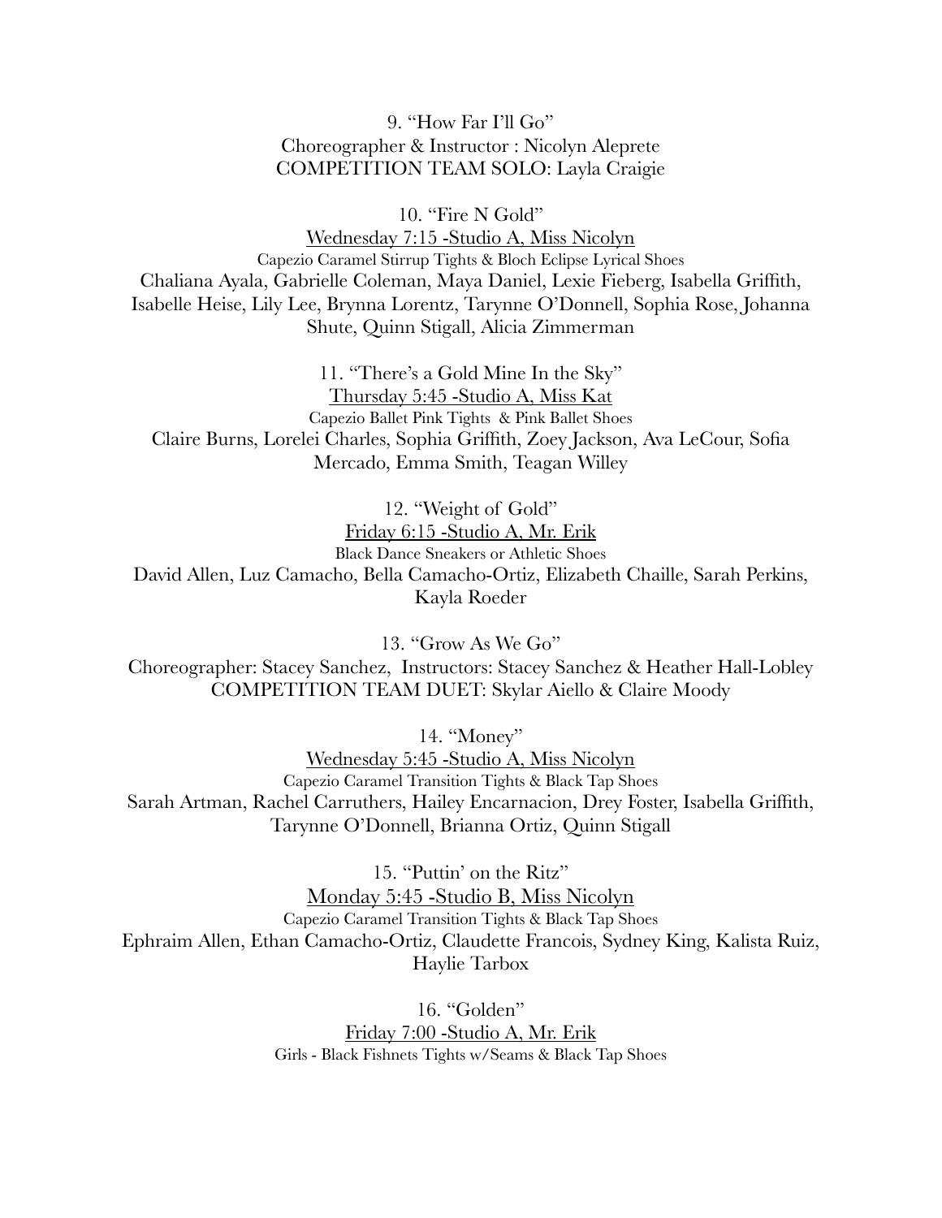9. “How Far I'll Go”
Choreographer & Instructor : Nicolyn Aleprete
COMPETITION TEAM SOLO: Layla Craigie

10. “Fire N Gold”
Wednesday 7:15 -Studio A, Miss Nicolyn
Capezio Caramel Stirrup Tights & Bloch Eclipse Lyrical Shoes
Chaliana Ayala, Gabrielle Coleman, Maya Daniel, Lexie Fieberg, Isabella Griffith, Isabelle Heise, Lily Lee, Brynna Lorentz, Tarynne O'Donnell, Sophia Rose, Johanna Shute, Quinn Stigall, Alicia Zimmerman

11. “There's a Gold Mine In the Sky”
Thursday 5:45 -Studio A, Miss Kat
Capezio Ballet Pink Tights & Pink Ballet Shoes
Claire Burns, Lorelei Charles, Sophia Griffith, Zoey Jackson, Ava LeCour, Sofia Mercado, Emma Smith, Teagan Willey

12. “Weight of Gold”
Friday 6:15 -Studio A, Mr. Erik
Black Dance Sneakers or Athletic Shoes
David Allen, Luz Camacho, Bella Camacho-Ortiz, Elizabeth Chaille, Sarah Perkins, Kayla Roeder

13. “Grow As We Go”
Choreographer: Stacey Sanchez, Instructors: Stacey Sanchez & Heather Hall-Lobley
COMPETITION TEAM DUET: Skylar Aiello & Claire Moody

14. “Money”
Wednesday 5:45 -Studio A, Miss Nicolyn
Capezio Caramel Transition Tights & Black Tap Shoes
Sarah Artman, Rachel Carruthers, Hailey Encarnacion, Drey Foster, Isabella Griffith, Tarynne O'Donnell, Brianna Ortiz, Quinn Stigall

15. “Puttin' on the Ritz”
Monday 5:45 -Studio B, Miss Nicolyn
Capezio Caramel Transition Tights & Black Tap Shoes
Ephraim Allen, Ethan Camacho-Ortiz, Claudette Francois, Sydney King, Kalista Ruiz, Haylie Tarbox

16. “Golden”
Friday 7:00 -Studio A, Mr. Erik
Girls - Black Fishnets Tights w/Seams & Black Tap Shoes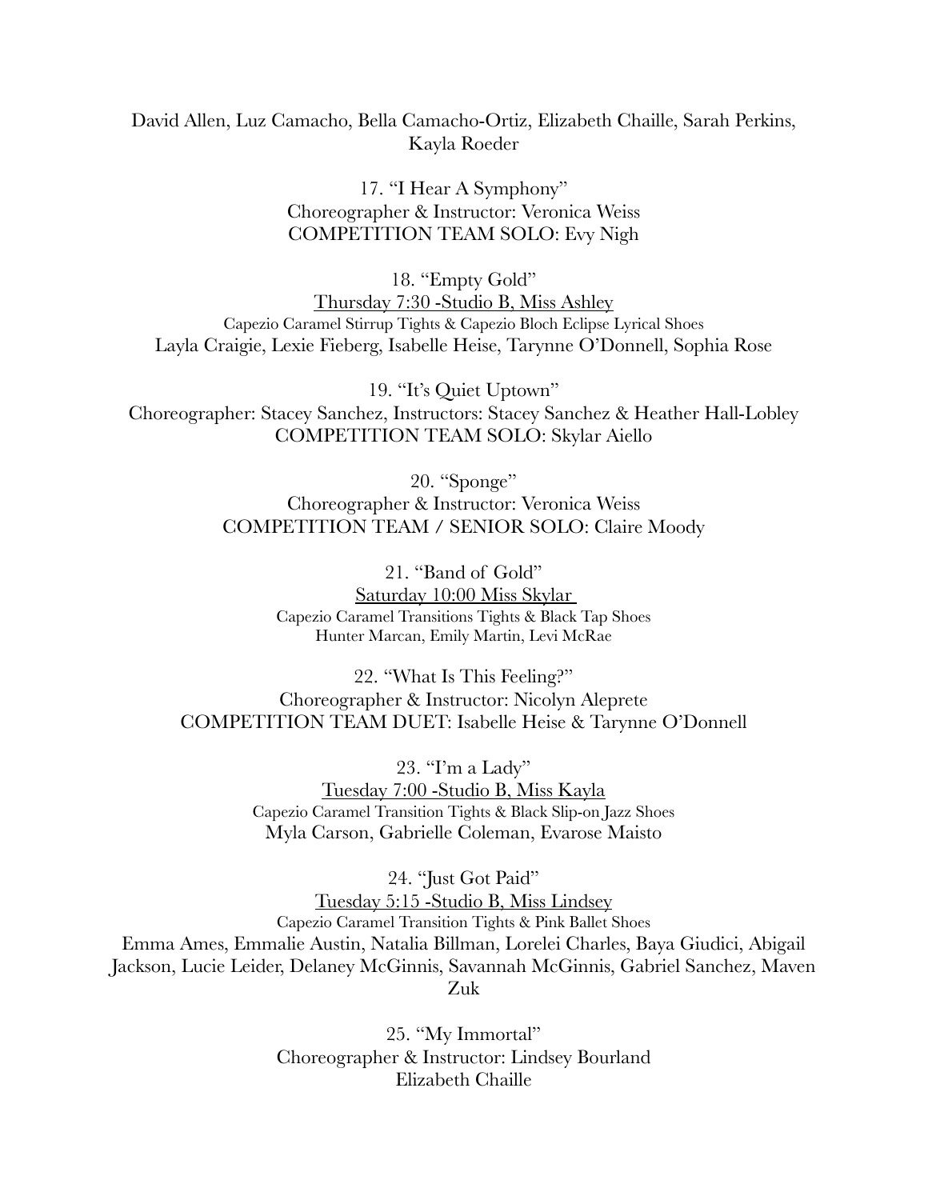David Allen, Luz Camacho, Bella Camacho-Ortiz, Elizabeth Chaille, Sarah Perkins, Kayla Roeder

17. "I Hear A Symphony"
Choreographer & Instructor: Veronica Weiss
COMPETITION TEAM SOLO: Evy Nigh

18. "Empty Gold"
<u>Thursday 7:30 -Studio B, Miss Ashley</u>
Capezio Caramel Stirrup Tights & Capezio Bloch Eclipse Lyrical Shoes
Layla Craigie, Lexie Fieberg, Isabelle Heise, Tarynne O'Donnell, Sophia Rose

19. "It's Quiet Uptown"
Choreographer: Stacey Sanchez, Instructors: Stacey Sanchez & Heather Hall-Lobley
COMPETITION TEAM SOLO: Skylar Aiello

20. "Sponge"
Choreographer & Instructor: Veronica Weiss
COMPETITION TEAM / SENIOR SOLO: Claire Moody

21. "Band of Gold"
<u>Saturday 10:00 Miss Skylar</u>
Capezio Caramel Transitions Tights & Black Tap Shoes
Hunter Marcan, Emily Martin, Levi McRae

22. "What Is This Feeling?"
Choreographer & Instructor: Nicolyn Aleprete
COMPETITION TEAM DUET: Isabelle Heise & Tarynne O'Donnell

23. "I'm a Lady"
<u>Tuesday 7:00 -Studio B, Miss Kayla</u>
Capezio Caramel Transition Tights & Black Slip-on Jazz Shoes
Myla Carson, Gabrielle Coleman, Evarose Maisto

24. "Just Got Paid"
<u>Tuesday 5:15 -Studio B, Miss Lindsey</u>
Capezio Caramel Transition Tights & Pink Ballet Shoes
Emma Ames, Emmalie Austin, Natalia Billman, Lorelei Charles, Baya Giudici, Abigail Jackson, Lucie Leider, Delaney McGinnis, Savannah McGinnis, Gabriel Sanchez, Maven Zuk

25. "My Immortal"
Choreographer & Instructor: Lindsey Bourland
Elizabeth Chaille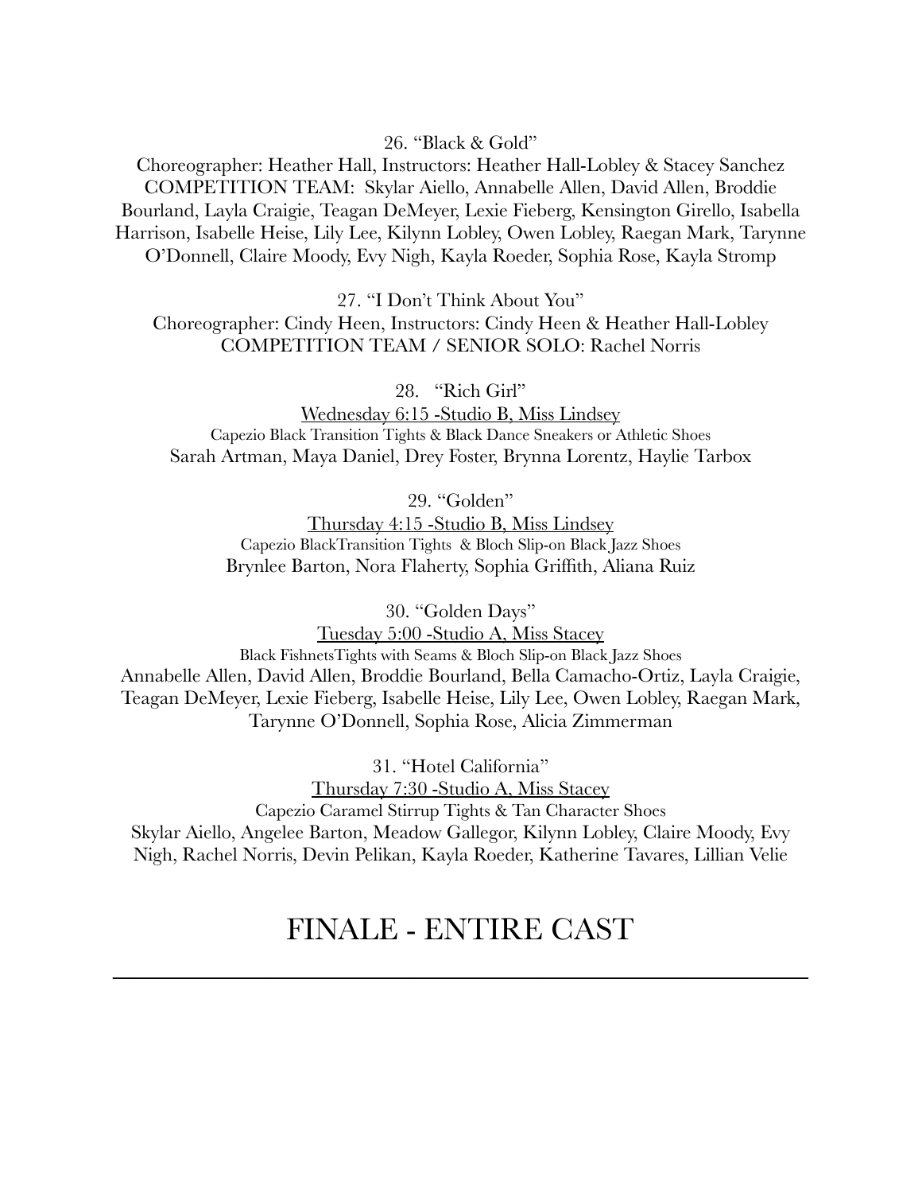26. “Black & Gold”

Choreographer: Heather Hall, Instructors: Heather Hall-Lobley & Stacey Sanchez
COMPETITION TEAM: Skylar Aiello, Annabelle Allen, David Allen, Broddie Bourland, Layla Craigie, Teagan DeMeyer, Lexie Fieberg, Kensington Girello, Isabella Harrison, Isabelle Heise, Lily Lee, Kilynn Lobley, Owen Lobley, Raegan Mark, Tarynne O’Donnell, Claire Moody, Evy Nigh, Kayla Roeder, Sophia Rose, Kayla Stromp

27. “I Don’t Think About You”

Choreographer: Cindy Heen, Instructors: Cindy Heen & Heather Hall-Lobley
COMPETITION TEAM / SENIOR SOLO: Rachel Norris

28. “Rich Girl”

<u>Wednesday 6:15 -Studio B, Miss Lindsey</u>
Capezio Black Transition Tights & Black Dance Sneakers or Athletic Shoes
Sarah Artman, Maya Daniel, Drey Foster, Brynna Lorentz, Haylie Tarbox

29. “Golden”

<u>Thursday 4:15 -Studio B, Miss Lindsey</u>
Capezio BlackTransition Tights & Bloch Slip-on Black Jazz Shoes
Brynlee Barton, Nora Flaherty, Sophia Griffith, Aliana Ruiz

30. “Golden Days”

<u>Tuesday 5:00 -Studio A, Miss Stacey</u>
Black FishnetsTights with Seams & Bloch Slip-on Black Jazz Shoes
Annabelle Allen, David Allen, Broddie Bourland, Bella Camacho-Ortiz, Layla Craigie, Teagan DeMeyer, Lexie Fieberg, Isabelle Heise, Lily Lee, Owen Lobley, Raegan Mark, Tarynne O’Donnell, Sophia Rose, Alicia Zimmerman

31. “Hotel California”

<u>Thursday 7:30 -Studio A, Miss Stacey</u>
Capezio Caramel Stirrup Tights & Tan Character Shoes
Skylar Aiello, Angelee Barton, Meadow Gallegor, Kilynn Lobley, Claire Moody, Evy Nigh, Rachel Norris, Devin Pelikan, Kayla Roeder, Katherine Tavares, Lillian Velie

# FINALE - ENTIRE CAST

---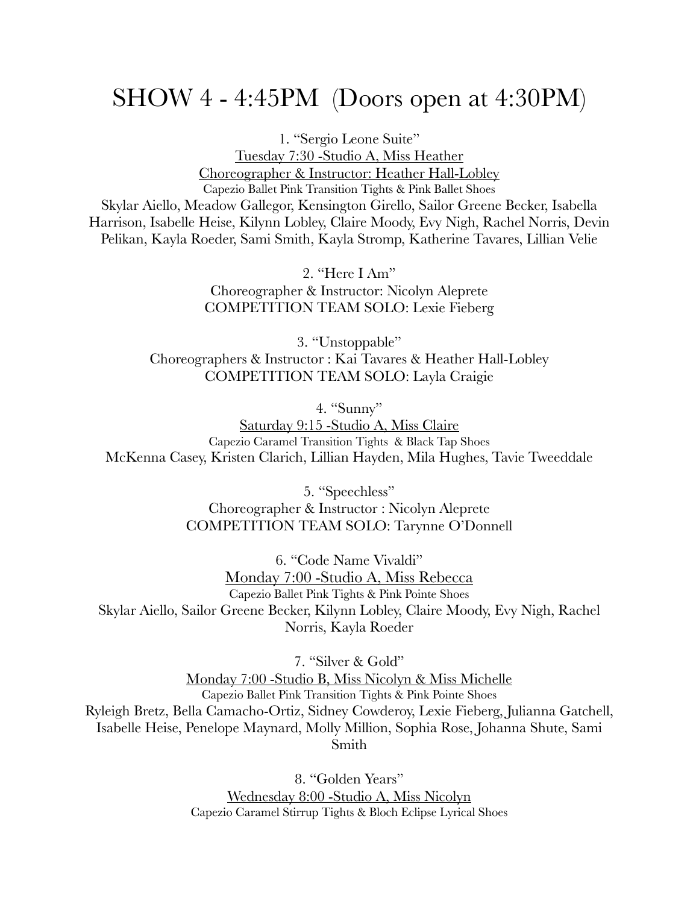# SHOW 4 - 4:45PM  (Doors open at 4:30PM)

1. "Sergio Leone Suite"
Tuesday 7:30 -Studio A, Miss Heather
Choreographer & Instructor: Heather Hall-Lobley
Capezio Ballet Pink Transition Tights & Pink Ballet Shoes
Skylar Aiello, Meadow Gallegor, Kensington Girello, Sailor Greene Becker, Isabella Harrison, Isabelle Heise, Kilynn Lobley, Claire Moody, Evy Nigh, Rachel Norris, Devin Pelikan, Kayla Roeder, Sami Smith, Kayla Stromp, Katherine Tavares, Lillian Velie

2. "Here I Am"
Choreographer & Instructor: Nicolyn Aleprete
COMPETITION TEAM SOLO: Lexie Fieberg

3. "Unstoppable"
Choreographers & Instructor : Kai Tavares & Heather Hall-Lobley
COMPETITION TEAM SOLO: Layla Craigie

4. "Sunny"
Saturday 9:15 -Studio A, Miss Claire
Capezio Caramel Transition Tights & Black Tap Shoes
McKenna Casey, Kristen Clarich, Lillian Hayden, Mila Hughes, Tavie Tweeddale

5. "Speechless"
Choreographer & Instructor : Nicolyn Aleprete
COMPETITION TEAM SOLO: Tarynne O'Donnell

6. "Code Name Vivaldi"
Monday 7:00 -Studio A, Miss Rebecca
Capezio Ballet Pink Tights & Pink Pointe Shoes
Skylar Aiello, Sailor Greene Becker, Kilynn Lobley, Claire Moody, Evy Nigh, Rachel Norris, Kayla Roeder

7. "Silver & Gold"
Monday 7:00 -Studio B, Miss Nicolyn & Miss Michelle
Capezio Ballet Pink Transition Tights & Pink Pointe Shoes
Ryleigh Bretz, Bella Camacho-Ortiz, Sidney Cowderoy, Lexie Fieberg, Julianna Gatchell, Isabelle Heise, Penelope Maynard, Molly Million, Sophia Rose, Johanna Shute, Sami Smith

8. "Golden Years"
Wednesday 8:00 -Studio A, Miss Nicolyn
Capezio Caramel Stirrup Tights & Bloch Eclipse Lyrical Shoes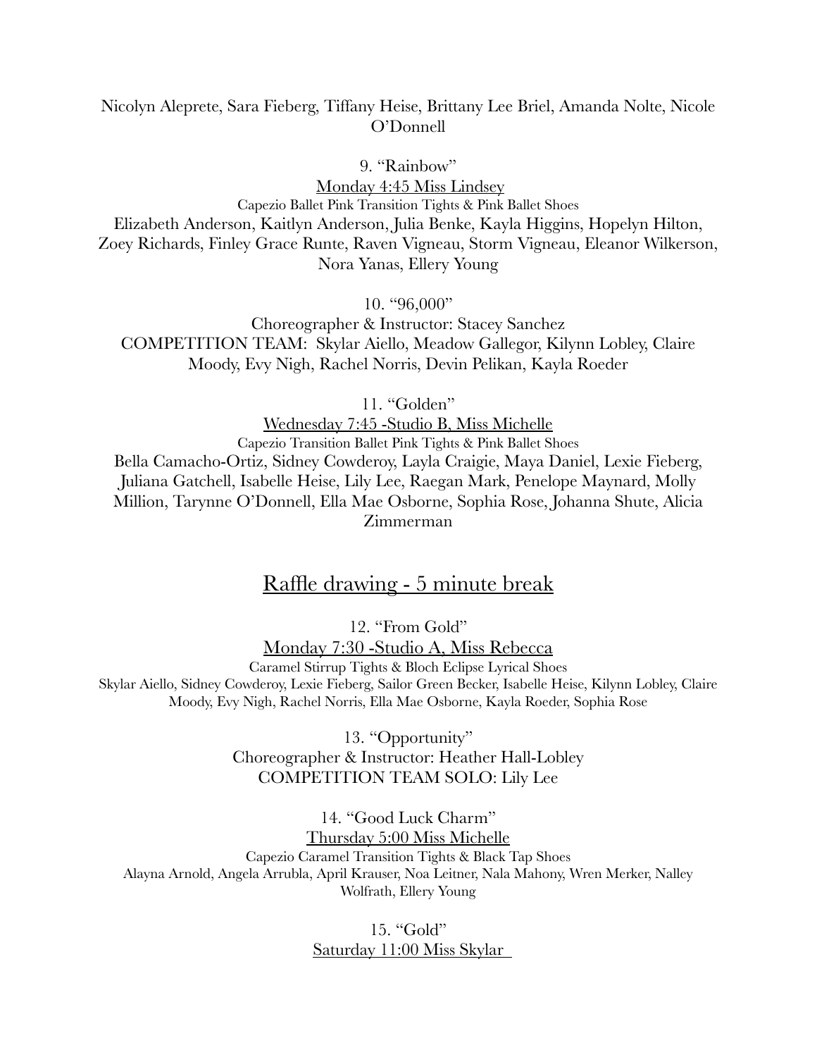Nicolyn Aleprete, Sara Fieberg, Tiffany Heise, Brittany Lee Briel, Amanda Nolte, Nicole O'Donnell

9. "Rainbow"

Monday 4:45 Miss Lindsey

Capezio Ballet Pink Transition Tights & Pink Ballet Shoes

Elizabeth Anderson, Kaitlyn Anderson, Julia Benke, Kayla Higgins, Hopelyn Hilton, Zoey Richards, Finley Grace Runte, Raven Vigneau, Storm Vigneau, Eleanor Wilkerson, Nora Yanas, Ellery Young

10. "96,000"

Choreographer & Instructor: Stacey Sanchez

COMPETITION TEAM: Skylar Aiello, Meadow Gallegor, Kilynn Lobley, Claire Moody, Evy Nigh, Rachel Norris, Devin Pelikan, Kayla Roeder

11. "Golden"

Wednesday 7:45 -Studio B, Miss Michelle

Capezio Transition Ballet Pink Tights & Pink Ballet Shoes

Bella Camacho-Ortiz, Sidney Cowderoy, Layla Craigie, Maya Daniel, Lexie Fieberg, Juliana Gatchell, Isabelle Heise, Lily Lee, Raegan Mark, Penelope Maynard, Molly Million, Tarynne O'Donnell, Ella Mae Osborne, Sophia Rose, Johanna Shute, Alicia Zimmerman

## Raffle drawing - 5 minute break

12. "From Gold"

Monday 7:30 -Studio A, Miss Rebecca

Caramel Stirrup Tights & Bloch Eclipse Lyrical Shoes

Skylar Aiello, Sidney Cowderoy, Lexie Fieberg, Sailor Green Becker, Isabelle Heise, Kilynn Lobley, Claire Moody, Evy Nigh, Rachel Norris, Ella Mae Osborne, Kayla Roeder, Sophia Rose

13. "Opportunity"

Choreographer & Instructor: Heather Hall-Lobley

COMPETITION TEAM SOLO: Lily Lee

14. "Good Luck Charm"

Thursday 5:00 Miss Michelle

Capezio Caramel Transition Tights & Black Tap Shoes

Alayna Arnold, Angela Arrubla, April Krauser, Noa Leitner, Nala Mahony, Wren Merker, Nalley Wolfrath, Ellery Young

15. "Gold"

Saturday 11:00 Miss Skylar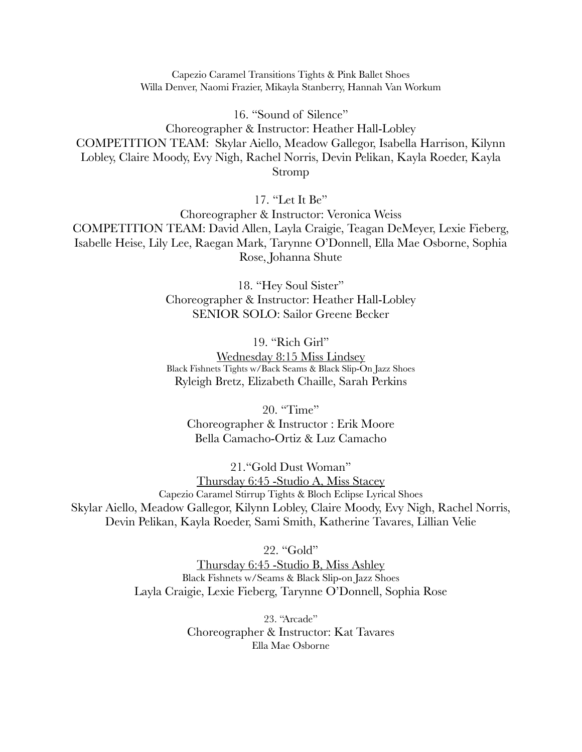Capezio Caramel Transitions Tights & Pink Ballet Shoes
Willa Denver, Naomi Frazier, Mikayla Stanberry, Hannah Van Workum

16. "Sound of Silence"
Choreographer & Instructor: Heather Hall-Lobley
COMPETITION TEAM: Skylar Aiello, Meadow Gallegor, Isabella Harrison, Kilynn Lobley, Claire Moody, Evy Nigh, Rachel Norris, Devin Pelikan, Kayla Roeder, Kayla Stromp

17. "Let It Be"
Choreographer & Instructor: Veronica Weiss
COMPETITION TEAM: David Allen, Layla Craigie, Teagan DeMeyer, Lexie Fieberg, Isabelle Heise, Lily Lee, Raegan Mark, Tarynne O'Donnell, Ella Mae Osborne, Sophia Rose, Johanna Shute

18. "Hey Soul Sister"
Choreographer & Instructor: Heather Hall-Lobley
SENIOR SOLO: Sailor Greene Becker

19. "Rich Girl"
Wednesday 8:15 Miss Lindsey
Black Fishnets Tights w/Back Seams & Black Slip-On Jazz Shoes
Ryleigh Bretz, Elizabeth Chaille, Sarah Perkins

20. "Time"
Choreographer & Instructor : Erik Moore
Bella Camacho-Ortiz & Luz Camacho

21."Gold Dust Woman"
Thursday 6:45 -Studio A, Miss Stacey
Capezio Caramel Stirrup Tights & Bloch Eclipse Lyrical Shoes
Skylar Aiello, Meadow Gallegor, Kilynn Lobley, Claire Moody, Evy Nigh, Rachel Norris, Devin Pelikan, Kayla Roeder, Sami Smith, Katherine Tavares, Lillian Velie

22. "Gold"
Thursday 6:45 -Studio B, Miss Ashley
Black Fishnets w/Seams & Black Slip-on Jazz Shoes
Layla Craigie, Lexie Fieberg, Tarynne O'Donnell, Sophia Rose

23. "Arcade"
Choreographer & Instructor: Kat Tavares
Ella Mae Osborne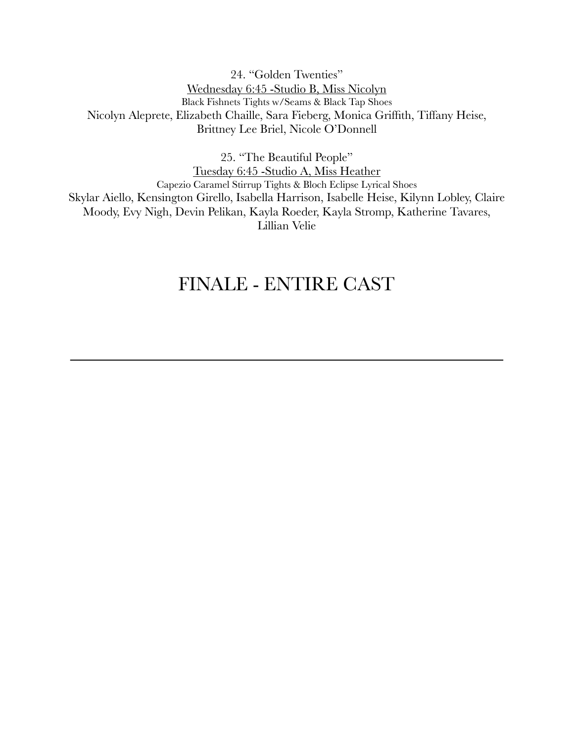24. "Golden Twenties"

Wednesday 6:45 -Studio B, Miss Nicolyn

Black Fishnets Tights w/Seams & Black Tap Shoes

Nicolyn Aleprete, Elizabeth Chaille, Sara Fieberg, Monica Griffith, Tiffany Heise, Brittney Lee Briel, Nicole O'Donnell

25. "The Beautiful People"

Tuesday 6:45 -Studio A, Miss Heather

Capezio Caramel Stirrup Tights & Bloch Eclipse Lyrical Shoes

Skylar Aiello, Kensington Girello, Isabella Harrison, Isabelle Heise, Kilynn Lobley, Claire Moody, Evy Nigh, Devin Pelikan, Kayla Roeder, Kayla Stromp, Katherine Tavares, Lillian Velie

# FINALE - ENTIRE CAST

---